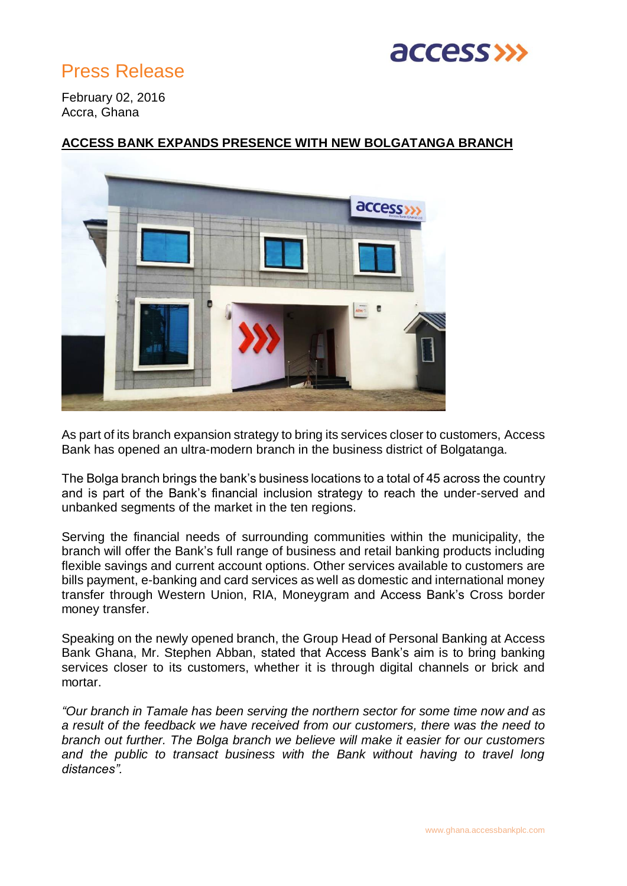# Press Release

February 02, 2016
Accra, Ghana

## ACCESS BANK EXPANDS PRESENCE WITH NEW BOLGATANGA BRANCH

As part of its branch expansion strategy to bring its services closer to customers, Access Bank has opened an ultra-modern branch in the business district of Bolgatanga.

The Bolga branch brings the bank's business locations to a total of 45 across the country and is part of the Bank's financial inclusion strategy to reach the under-served and unbanked segments of the market in the ten regions.

Serving the financial needs of surrounding communities within the municipality, the branch will offer the Bank's full range of business and retail banking products including flexible savings and current account options. Other services available to customers are bills payment, e-banking and card services as well as domestic and international money transfer through Western Union, RIA, Moneygram and Access Bank's Cross border money transfer.

Speaking on the newly opened branch, the Group Head of Personal Banking at Access Bank Ghana, Mr. Stephen Abban, stated that Access Bank's aim is to bring banking services closer to its customers, whether it is through digital channels or brick and mortar.

*"Our branch in Tamale has been serving the northern sector for some time now and as a result of the feedback we have received from our customers, there was the need to branch out further. The Bolga branch we believe will make it easier for our customers and the public to transact business with the Bank without having to travel long distances".*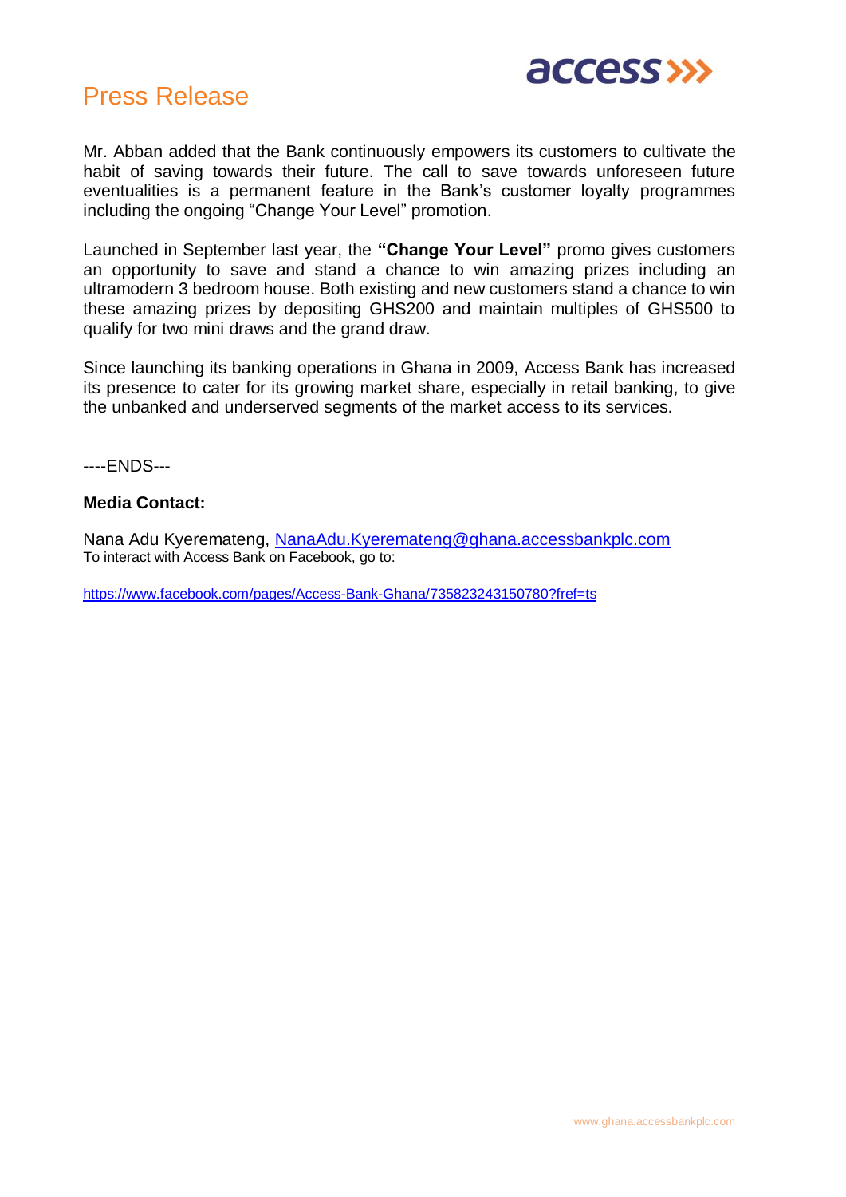# Press Release

Mr. Abban added that the Bank continuously empowers its customers to cultivate the habit of saving towards their future. The call to save towards unforeseen future eventualities is a permanent feature in the Bank's customer loyalty programmes including the ongoing "Change Your Level" promotion.

Launched in September last year, the **"Change Your Level"** promo gives customers an opportunity to save and stand a chance to win amazing prizes including an ultramodern 3 bedroom house. Both existing and new customers stand a chance to win these amazing prizes by depositing GHS200 and maintain multiples of GHS500 to qualify for two mini draws and the grand draw.

Since launching its banking operations in Ghana in 2009, Access Bank has increased its presence to cater for its growing market share, especially in retail banking, to give the unbanked and underserved segments of the market access to its services.

----ENDS---

**Media Contact:**

Nana Adu Kyeremateng, NanaAdu.Kyeremateng@ghana.accessbankplc.com
To interact with Access Bank on Facebook, go to:

https://www.facebook.com/pages/Access-Bank-Ghana/735823243150780?fref=ts